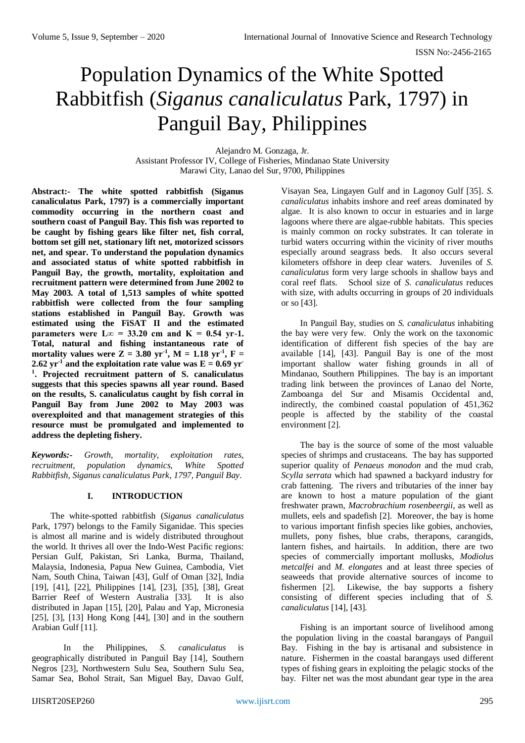# Population Dynamics of the White Spotted Rabbitfish (*Siganus canaliculatus* Park, 1797) in Panguil Bay, Philippines

Alejandro M. Gonzaga, Jr.
Assistant Professor IV, College of Fisheries, Mindanao State University
Marawi City, Lanao del Sur, 9700, Philippines

**Abstract:- The white spotted rabbitfish (Siganus canaliculatus Park, 1797) is a commercially important commodity occurring in the northern coast and southern coast of Panguil Bay. This fish was reported to be caught by fishing gears like filter net, fish corral, bottom set gill net, stationary lift net, motorized scissors net, and spear. To understand the population dynamics and associated status of white spotted rabbitfish in Panguil Bay, the growth, mortality, exploitation and recruitment pattern were determined from June 2002 to May 2003. A total of 1,513 samples of white spotted rabbitfish were collected from the four sampling stations established in Panguil Bay. Growth was estimated using the FiSAT II and the estimated parameters were $L\infty$ = 33.20 cm and K = 0.54 yr-1. Total, natural and fishing instantaneous rate of mortality values were Z = 3.80 $yr^{-1}$, M = 1.18 $yr^{-1}$, F = 2.62 $yr^{-1}$ and the exploitation rate value was E = 0.69 $yr^{-1}$. Projected recruitment pattern of S. canaliculatus suggests that this species spawns all year round. Based on the results, S. canaliculatus caught by fish corral in Panguil Bay from June 2002 to May 2003 was overexploited and that management strategies of this resource must be promulgated and implemented to address the depleting fishery.**

***Keywords:-*** *Growth, mortality, exploitation rates, recruitment, population dynamics, White Spotted Rabbitfish, Siganus canaliculatus Park, 1797, Panguil Bay.*

## I. INTRODUCTION

The white-spotted rabbitfish (*Siganus canaliculatus* Park, 1797) belongs to the Family Siganidae. This species is almost all marine and is widely distributed throughout the world. It thrives all over the Indo-West Pacific regions: Persian Gulf, Pakistan, Sri Lanka, Burma, Thailand, Malaysia, Indonesia, Papua New Guinea, Cambodia, Viet Nam, South China, Taiwan [43], Gulf of Oman [32], India [19], [41], [22], Philippines [14], [23], [35], [38], Great Barrier Reef of Western Australia [33]. It is also distributed in Japan [15], [20], Palau and Yap, Micronesia [25], [3], [13] Hong Kong [44], [30] and in the southern Arabian Gulf [11].

In the Philippines, *S. canaliculatus* is geographically distributed in Panguil Bay [14], Southern Negros [23], Northwestern Sulu Sea, Southern Sulu Sea, Samar Sea, Bohol Strait, San Miguel Bay, Davao Gulf, Visayan Sea, Lingayen Gulf and in Lagonoy Gulf [35]. *S. canaliculatus* inhabits inshore and reef areas dominated by algae. It is also known to occur in estuaries and in large lagoons where there are algae-rubble habitats. This species is mainly common on rocky substrates. It can tolerate in turbid waters occurring within the vicinity of river mouths especially around seagrass beds. It also occurs several kilometers offshore in deep clear waters. Juveniles of *S. canaliculatus* form very large schools in shallow bays and coral reef flats. School size of *S. canaliculatus* reduces with size, with adults occurring in groups of 20 individuals or so [43].

In Panguil Bay, studies on *S. canaliculatus* inhabiting the bay were very few. Only the work on the taxonomic identification of different fish species of the bay are available [14], [43]. Panguil Bay is one of the most important shallow water fishing grounds in all of Mindanao, Southern Philippines. The bay is an important trading link between the provinces of Lanao del Norte, Zamboanga del Sur and Misamis Occidental and, indirectly, the combined coastal population of 451,362 people is affected by the stability of the coastal environment [2].

The bay is the source of some of the most valuable species of shrimps and crustaceans. The bay has supported superior quality of *Penaeus monodon* and the mud crab, *Scylla serrata* which had spawned a backyard industry for crab fattening. The rivers and tributaries of the inner bay are known to host a mature population of the giant freshwater prawn, *Macrobrachium rosenbeergii*, as well as mullets, eels and spadefish [2]. Moreover, the bay is home to various important finfish species like gobies, anchovies, mullets, pony fishes, blue crabs, therapons, carangids, lantern fishes, and hairtails. In addition, there are two species of commercially important mollusks, *Modiolus metcalfei* and *M. elongates* and at least three species of seaweeds that provide alternative sources of income to fishermen [2]. Likewise, the bay supports a fishery consisting of different species including that of *S. canaliculatus* [14], [43].

Fishing is an important source of livelihood among the population living in the coastal barangays of Panguil Bay. Fishing in the bay is artisanal and subsistence in nature. Fishermen in the coastal barangays used different types of fishing gears in exploiting the pelagic stocks of the bay. Filter net was the most abundant gear type in the area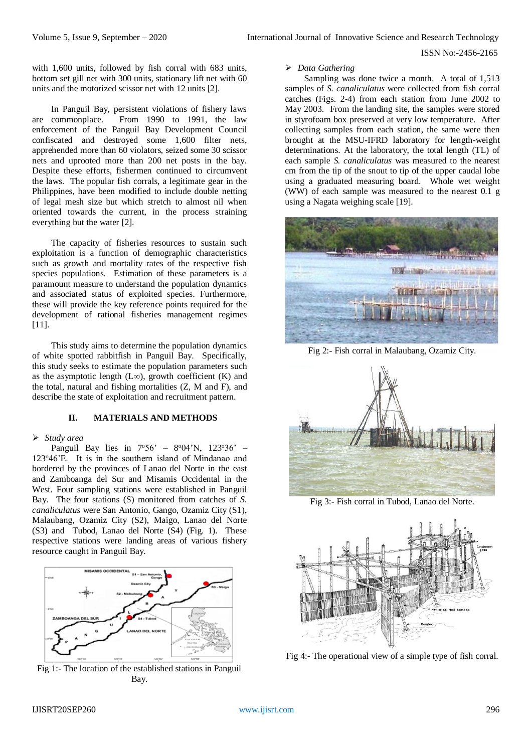with 1,600 units, followed by fish corral with 683 units, bottom set gill net with 300 units, stationary lift net with 60 units and the motorized scissor net with 12 units [2].

In Panguil Bay, persistent violations of fishery laws are commonplace. From 1990 to 1991, the law enforcement of the Panguil Bay Development Council confiscated and destroyed some 1,600 filter nets, apprehended more than 60 violators, seized some 30 scissor nets and uprooted more than 200 net posts in the bay. Despite these efforts, fishermen continued to circumvent the laws. The popular fish corrals, a legitimate gear in the Philippines, have been modified to include double netting of legal mesh size but which stretch to almost nil when oriented towards the current, in the process straining everything but the water [2].

The capacity of fisheries resources to sustain such exploitation is a function of demographic characteristics such as growth and mortality rates of the respective fish species populations. Estimation of these parameters is a paramount measure to understand the population dynamics and associated status of exploited species. Furthermore, these will provide the key reference points required for the development of rational fisheries management regimes [11].

This study aims to determine the population dynamics of white spotted rabbitfish in Panguil Bay. Specifically, this study seeks to estimate the population parameters such as the asymptotic length ($L\infty$), growth coefficient (K) and the total, natural and fishing mortalities (Z, M and F), and describe the state of exploitation and recruitment pattern.

## II. MATERIALS AND METHODS

➢ *Study area*

Panguil Bay lies in 7°56' – 8°04'N, 123°36' – 123°46'E. It is in the southern island of Mindanao and bordered by the provinces of Lanao del Norte in the east and Zamboanga del Sur and Misamis Occidental in the West. Four sampling stations were established in Panguil Bay. The four stations (S) monitored from catches of *S. canaliculatus* were San Antonio, Gango, Ozamiz City (S1), Malaubang, Ozamiz City (S2), Maigo, Lanao del Norte (S3) and Tubod, Lanao del Norte (S4) (Fig. 1). These respective stations were landing areas of various fishery resource caught in Panguil Bay.

Fig 1:- The location of the established stations in Panguil Bay.

➢ *Data Gathering*

Sampling was done twice a month. A total of 1,513 samples of *S. canaliculatus* were collected from fish corral catches (Figs. 2-4) from each station from June 2002 to May 2003. From the landing site, the samples were stored in styrofoam box preserved at very low temperature. After collecting samples from each station, the same were then brought at the MSU-IFRD laboratory for length-weight determinations. At the laboratory, the total length (TL) of each sample *S. canaliculatus* was measured to the nearest cm from the tip of the snout to tip of the upper caudal lobe using a graduated measuring board. Whole wet weight (WW) of each sample was measured to the nearest 0.1 g using a Nagata weighing scale [19].

Fig 2:- Fish corral in Malaubang, Ozamiz City.

Fig 3:- Fish corral in Tubod, Lanao del Norte.

Fig 4:- The operational view of a simple type of fish corral.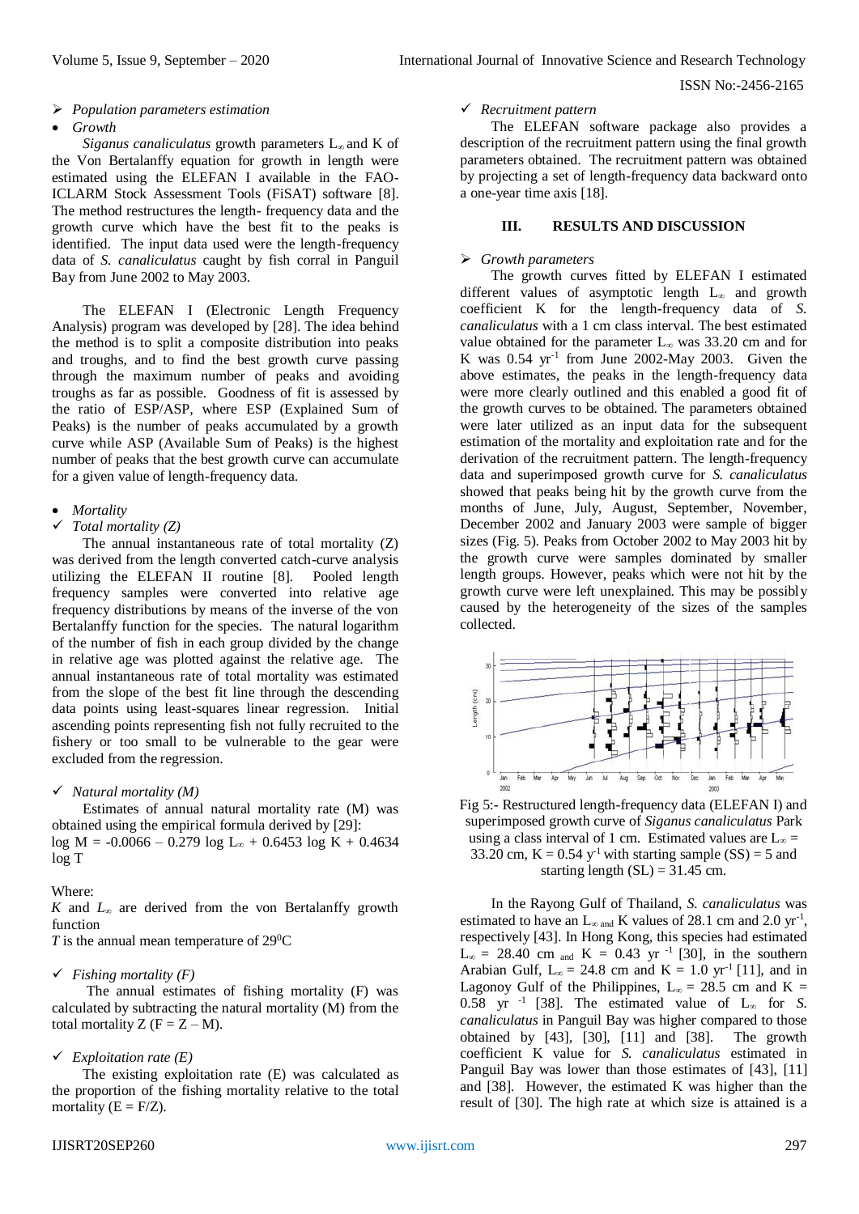- *Population parameters estimation*

- *Growth*

*Siganus canaliculatus* growth parameters $L_\infty$ and K of the Von Bertalanffy equation for growth in length were estimated using the ELEFAN I available in the FAO-ICLARM Stock Assessment Tools (FiSAT) software [8]. The method restructures the length- frequency data and the growth curve which have the best fit to the peaks is identified. The input data used were the length-frequency data of *S. canaliculatus* caught by fish corral in Panguil Bay from June 2002 to May 2003.

The ELEFAN I (Electronic Length Frequency Analysis) program was developed by [28]. The idea behind the method is to split a composite distribution into peaks and troughs, and to find the best growth curve passing through the maximum number of peaks and avoiding troughs as far as possible. Goodness of fit is assessed by the ratio of ESP/ASP, where ESP (Explained Sum of Peaks) is the number of peaks accumulated by a growth curve while ASP (Available Sum of Peaks) is the highest number of peaks that the best growth curve can accumulate for a given value of length-frequency data.

- *Mortality*

- *Total mortality (Z)*

The annual instantaneous rate of total mortality (Z) was derived from the length converted catch-curve analysis utilizing the ELEFAN II routine [8]. Pooled length frequency samples were converted into relative age frequency distributions by means of the inverse of the von Bertalanffy function for the species. The natural logarithm of the number of fish in each group divided by the change in relative age was plotted against the relative age. The annual instantaneous rate of total mortality was estimated from the slope of the best fit line through the descending data points using least-squares linear regression. Initial ascending points representing fish not fully recruited to the fishery or too small to be vulnerable to the gear were excluded from the regression.

- *Natural mortality (M)*

Estimates of annual natural mortality rate (M) was obtained using the empirical formula derived by [29]:

$$\log M = -0.0066 - 0.279 \log L_\infty + 0.6453 \log K + 0.4634 \log T$$

Where:

*K* and $L_\infty$ are derived from the von Bertalanffy growth function

*T* is the annual mean temperature of $29^0$C

- *Fishing mortality (F)*

The annual estimates of fishing mortality (F) was calculated by subtracting the natural mortality (M) from the total mortality Z ($F = Z - M$).

- *Exploitation rate (E)*

The existing exploitation rate (E) was calculated as the proportion of the fishing mortality relative to the total mortality ($E = F/Z$).

- *Recruitment pattern*

The ELEFAN software package also provides a description of the recruitment pattern using the final growth parameters obtained. The recruitment pattern was obtained by projecting a set of length-frequency data backward onto a one-year time axis [18].

## III. RESULTS AND DISCUSSION

- *Growth parameters*

The growth curves fitted by ELEFAN I estimated different values of asymptotic length $L_\infty$ and growth coefficient K for the length-frequency data of *S. canaliculatus* with a 1 cm class interval. The best estimated value obtained for the parameter $L_\infty$ was 33.20 cm and for K was 0.54 $yr^{-1}$ from June 2002-May 2003. Given the above estimates, the peaks in the length-frequency data were more clearly outlined and this enabled a good fit of the growth curves to be obtained. The parameters obtained were later utilized as an input data for the subsequent estimation of the mortality and exploitation rate and for the derivation of the recruitment pattern. The length-frequency data and superimposed growth curve for *S. canaliculatus* showed that peaks being hit by the growth curve from the months of June, July, August, September, November, December 2002 and January 2003 were sample of bigger sizes (Fig. 5). Peaks from October 2002 to May 2003 hit by the growth curve were samples dominated by smaller length groups. However, peaks which were not hit by the growth curve were left unexplained. This may be possibly caused by the heterogeneity of the sizes of the samples collected.

Fig 5:- Restructured length-frequency data (ELEFAN I) and superimposed growth curve of *Siganus canaliculatus* Park using a class interval of 1 cm. Estimated values are $L_\infty$ = 33.20 cm, K = 0.54 $y^{-1}$ with starting sample (SS) = 5 and starting length (SL) = 31.45 cm.

In the Rayong Gulf of Thailand, *S. canaliculatus* was estimated to have an $L_\infty$ and K values of 28.1 cm and 2.0 $yr^{-1}$, respectively [43]. In Hong Kong, this species had estimated $L_\infty$ = 28.40 cm and K = 0.43 $yr^{-1}$ [30], in the southern Arabian Gulf, $L_\infty$ = 24.8 cm and K = 1.0 $yr^{-1}$ [11], and in Lagonoy Gulf of the Philippines, $L_\infty$ = 28.5 cm and K = 0.58 $yr^{-1}$ [38]. The estimated value of $L_\infty$ for *S. canaliculatus* in Panguil Bay was higher compared to those obtained by [43], [30], [11] and [38]. The growth coefficient K value for *S. canaliculatus* estimated in Panguil Bay was lower than those estimates of [43], [11] and [38]. However, the estimated K was higher than the result of [30]. The high rate at which size is attained is a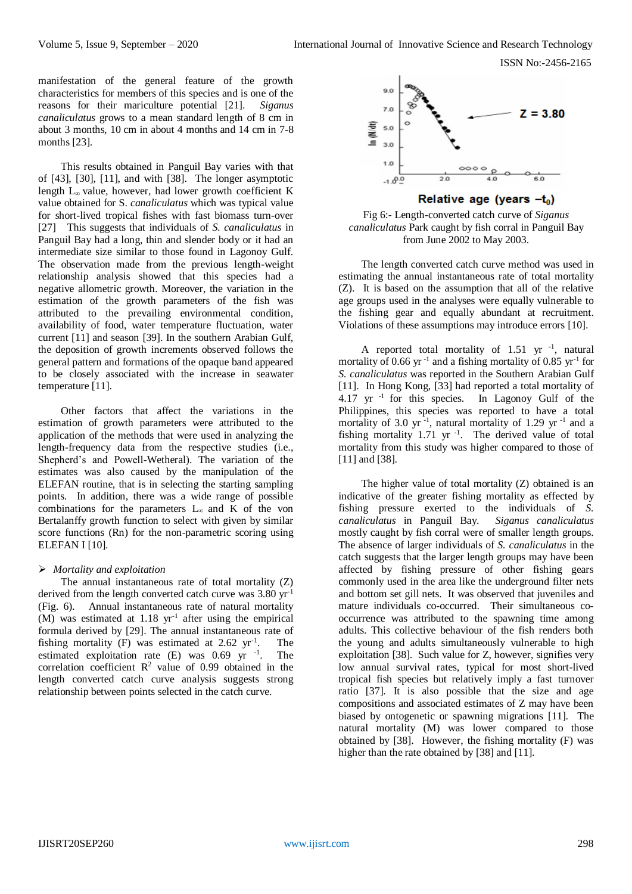manifestation of the general feature of the growth characteristics for members of this species and is one of the reasons for their mariculture potential [21]. *Siganus canaliculatus* grows to a mean standard length of 8 cm in about 3 months, 10 cm in about 4 months and 14 cm in 7-8 months [23].

This results obtained in Panguil Bay varies with that of [43], [30], [11], and with [38]. The longer asymptotic length $L_\infty$ value, however, had lower growth coefficient K value obtained for S. *canaliculatus* which was typical value for short-lived tropical fishes with fast biomass turn-over [27] This suggests that individuals of *S. canaliculatus* in Panguil Bay had a long, thin and slender body or it had an intermediate size similar to those found in Lagonoy Gulf. The observation made from the previous length-weight relationship analysis showed that this species had a negative allometric growth. Moreover, the variation in the estimation of the growth parameters of the fish was attributed to the prevailing environmental condition, availability of food, water temperature fluctuation, water current [11] and season [39]. In the southern Arabian Gulf, the deposition of growth increments observed follows the general pattern and formations of the opaque band appeared to be closely associated with the increase in seawater temperature [11].

Other factors that affect the variations in the estimation of growth parameters were attributed to the application of the methods that were used in analyzing the length-frequency data from the respective studies (i.e., Shepherd's and Powell-Wetheral). The variation of the estimates was also caused by the manipulation of the ELEFAN routine, that is in selecting the starting sampling points. In addition, there was a wide range of possible combinations for the parameters $L_\infty$ and K of the von Bertalanffy growth function to select with given by similar score functions (Rn) for the non-parametric scoring using ELEFAN I [10].

- *Mortality and exploitation*

The annual instantaneous rate of total mortality (Z) derived from the length converted catch curve was 3.80 $yr^{-1}$ (Fig. 6). Annual instantaneous rate of natural mortality (M) was estimated at 1.18 $yr^{-1}$ after using the empirical formula derived by [29]. The annual instantaneous rate of fishing mortality (F) was estimated at 2.62 $yr^{-1}$. The estimated exploitation rate (E) was 0.69 $yr^{-1}$. The correlation coefficient $R^2$ value of 0.99 obtained in the length converted catch curve analysis suggests strong relationship between points selected in the catch curve.

Fig 6:- Length-converted catch curve of *Siganus canaliculatus* Park caught by fish corral in Panguil Bay from June 2002 to May 2003.

The length converted catch curve method was used in estimating the annual instantaneous rate of total mortality (Z). It is based on the assumption that all of the relative age groups used in the analyses were equally vulnerable to the fishing gear and equally abundant at recruitment. Violations of these assumptions may introduce errors [10].

A reported total mortality of 1.51 $yr^{-1}$, natural mortality of 0.66 $yr^{-1}$ and a fishing mortality of 0.85 $yr^{-1}$ for *S. canaliculatus* was reported in the Southern Arabian Gulf [11]. In Hong Kong, [33] had reported a total mortality of 4.17 $yr^{-1}$ for this species. In Lagonoy Gulf of the Philippines, this species was reported to have a total mortality of 3.0 $yr^{-1}$, natural mortality of 1.29 $yr^{-1}$ and a fishing mortality 1.71 $yr^{-1}$. The derived value of total mortality from this study was higher compared to those of [11] and [38].

The higher value of total mortality (Z) obtained is an indicative of the greater fishing mortality as effected by fishing pressure exerted to the individuals of *S. canaliculatus* in Panguil Bay. *Siganus canaliculatus* mostly caught by fish corral were of smaller length groups. The absence of larger individuals of *S. canaliculatus* in the catch suggests that the larger length groups may have been affected by fishing pressure of other fishing gears commonly used in the area like the underground filter nets and bottom set gill nets. It was observed that juveniles and mature individuals co-occurred. Their simultaneous co-occurrence was attributed to the spawning time among adults. This collective behaviour of the fish renders both the young and adults simultaneously vulnerable to high exploitation [38]. Such value for Z, however, signifies very low annual survival rates, typical for most short-lived tropical fish species but relatively imply a fast turnover ratio [37]. It is also possible that the size and age compositions and associated estimates of Z may have been biased by ontogenetic or spawning migrations [11]. The natural mortality (M) was lower compared to those obtained by [38]. However, the fishing mortality (F) was higher than the rate obtained by [38] and [11].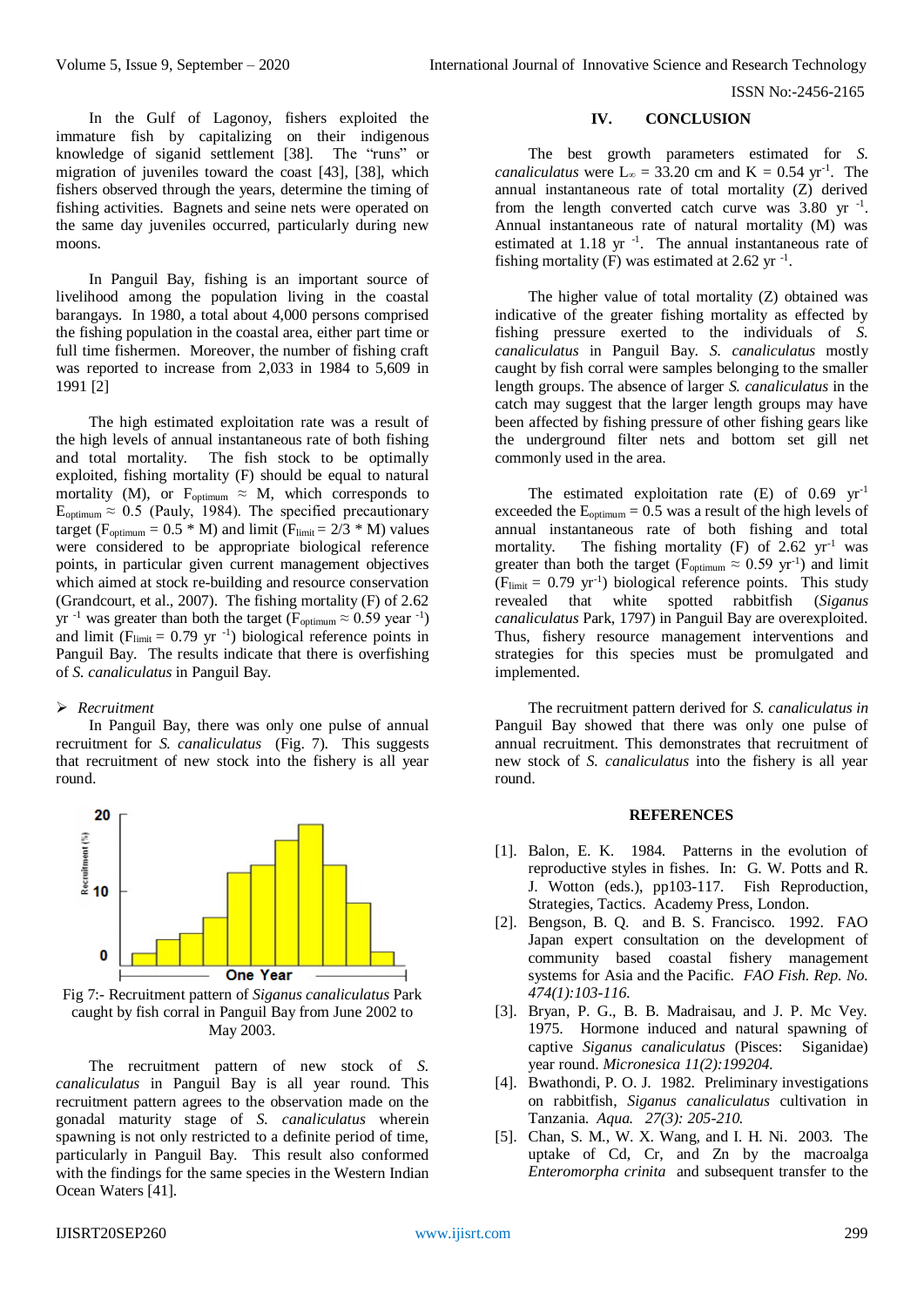In the Gulf of Lagonoy, fishers exploited the immature fish by capitalizing on their indigenous knowledge of siganid settlement [38]. The "runs" or migration of juveniles toward the coast [43], [38], which fishers observed through the years, determine the timing of fishing activities. Bagnets and seine nets were operated on the same day juveniles occurred, particularly during new moons.

In Panguil Bay, fishing is an important source of livelihood among the population living in the coastal barangays. In 1980, a total about 4,000 persons comprised the fishing population in the coastal area, either part time or full time fishermen. Moreover, the number of fishing craft was reported to increase from 2,033 in 1984 to 5,609 in 1991 [2]

The high estimated exploitation rate was a result of the high levels of annual instantaneous rate of both fishing and total mortality. The fish stock to be optimally exploited, fishing mortality (F) should be equal to natural mortality (M), or $F_{optimum} \approx$ M, which corresponds to $E_{optimum} \approx 0.5$ (Pauly, 1984). The specified precautionary target ($F_{optimum} = 0.5 * M$) and limit ($F_{limit} = 2/3 * M$) values were considered to be appropriate biological reference points, in particular given current management objectives which aimed at stock re-building and resource conservation (Grandcourt, et al., 2007). The fishing mortality (F) of 2.62 $yr^{-1}$ was greater than both the target ($F_{optimum} \approx 0.59$ $year^{-1}$) and limit ($F_{limit} = 0.79$ $yr^{-1}$) biological reference points in Panguil Bay. The results indicate that there is overfishing of *S. canaliculatus* in Panguil Bay.

- *Recruitment*

In Panguil Bay, there was only one pulse of annual recruitment for *S. canaliculatus* (Fig. 7). This suggests that recruitment of new stock into the fishery is all year round.

Fig 7:- Recruitment pattern of *Siganus canaliculatus* Park caught by fish corral in Panguil Bay from June 2002 to May 2003.

The recruitment pattern of new stock of *S. canaliculatus* in Panguil Bay is all year round. This recruitment pattern agrees to the observation made on the gonadal maturity stage of *S. canaliculatus* wherein spawning is not only restricted to a definite period of time, particularly in Panguil Bay. This result also conformed with the findings for the same species in the Western Indian Ocean Waters [41].

## IV. CONCLUSION

The best growth parameters estimated for *S. canaliculatus* were $L_\infty = 33.20$ cm and $K = 0.54$ $yr^{-1}$. The annual instantaneous rate of total mortality (Z) derived from the length converted catch curve was 3.80 $yr^{-1}$. Annual instantaneous rate of natural mortality (M) was estimated at 1.18 $yr^{-1}$. The annual instantaneous rate of fishing mortality (F) was estimated at 2.62 $yr^{-1}$.

The higher value of total mortality (Z) obtained was indicative of the greater fishing mortality as effected by fishing pressure exerted to the individuals of *S. canaliculatus* in Panguil Bay. *S. canaliculatus* mostly caught by fish corral were samples belonging to the smaller length groups. The absence of larger *S. canaliculatus* in the catch may suggest that the larger length groups may have been affected by fishing pressure of other fishing gears like the underground filter nets and bottom set gill net commonly used in the area.

The estimated exploitation rate (E) of 0.69 $yr^{-1}$ exceeded the $E_{optimum} = 0.5$ was a result of the high levels of annual instantaneous rate of both fishing and total mortality. The fishing mortality (F) of 2.62 $yr^{-1}$ was greater than both the target ($F_{optimum} \approx 0.59$ $yr^{-1}$) and limit ($F_{limit} = 0.79$ $yr^{-1}$) biological reference points. This study revealed that white spotted rabbitfish (*Siganus canaliculatus* Park, 1797) in Panguil Bay are overexploited. Thus, fishery resource management interventions and strategies for this species must be promulgated and implemented.

The recruitment pattern derived for *S. canaliculatus in* Panguil Bay showed that there was only one pulse of annual recruitment. This demonstrates that recruitment of new stock of *S. canaliculatus* into the fishery is all year round.

## REFERENCES

[1]. Balon, E. K. 1984. Patterns in the evolution of reproductive styles in fishes. In: G. W. Potts and R. J. Wotton (eds.), pp103-117. Fish Reproduction, Strategies, Tactics. Academy Press, London.

[2]. Bengson, B. Q. and B. S. Francisco. 1992. FAO Japan expert consultation on the development of community based coastal fishery management systems for Asia and the Pacific. *FAO Fish. Rep. No. 474(1):103-116.*

[3]. Bryan, P. G., B. B. Madraisau, and J. P. Mc Vey. 1975. Hormone induced and natural spawning of captive *Siganus canaliculatus* (Pisces: Siganidae) year round. *Micronesica 11(2):199204.*

[4]. Bwathondi, P. O. J. 1982. Preliminary investigations on rabbitfish, *Siganus canaliculatus* cultivation in Tanzania. *Aqua. 27(3): 205-210.*

[5]. Chan, S. M., W. X. Wang, and I. H. Ni. 2003. The uptake of Cd, Cr, and Zn by the macroalga *Enteromorpha crinita* and subsequent transfer to the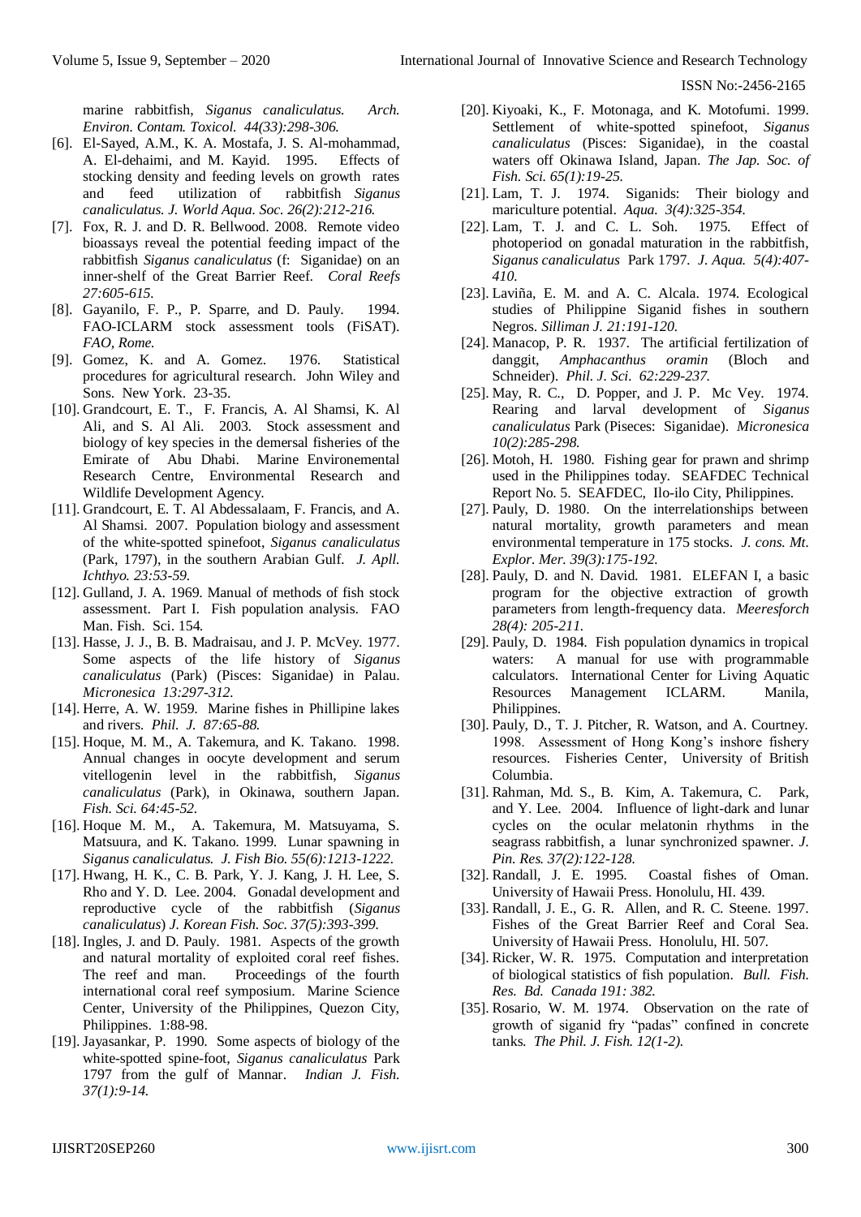marine rabbitfish, *Siganus canaliculatus. Arch. Environ. Contam. Toxicol. 44(33):298-306.*

[6]. El-Sayed, A.M., K. A. Mostafa, J. S. Al-mohammad, A. El-dehaimi, and M. Kayid. 1995. Effects of stocking density and feeding levels on growth rates and feed utilization of rabbitfish *Siganus canaliculatus. J. World Aqua. Soc. 26(2):212-216.*

[7]. Fox, R. J. and D. R. Bellwood. 2008. Remote video bioassays reveal the potential feeding impact of the rabbitfish *Siganus canaliculatus* (f: Siganidae) on an inner-shelf of the Great Barrier Reef. *Coral Reefs 27:605-615.*

[8]. Gayanilo, F. P., P. Sparre, and D. Pauly. 1994. FAO-ICLARM stock assessment tools (FiSAT). *FAO, Rome.*

[9]. Gomez, K. and A. Gomez. 1976. Statistical procedures for agricultural research. John Wiley and Sons. New York. 23-35.

[10]. Grandcourt, E. T., F. Francis, A. Al Shamsi, K. Al Ali, and S. Al Ali. 2003. Stock assessment and biology of key species in the demersal fisheries of the Emirate of Abu Dhabi. Marine Environemental Research Centre, Environmental Research and Wildlife Development Agency.

[11]. Grandcourt, E. T. Al Abdessalaam, F. Francis, and A. Al Shamsi. 2007. Population biology and assessment of the white-spotted spinefoot, *Siganus canaliculatus* (Park, 1797), in the southern Arabian Gulf. *J. Apll. Ichthyo. 23:53-59.*

[12]. Gulland, J. A. 1969. Manual of methods of fish stock assessment. Part I. Fish population analysis. FAO Man. Fish. Sci. 154.

[13]. Hasse, J. J., B. B. Madraisau, and J. P. McVey. 1977. Some aspects of the life history of *Siganus canaliculatus* (Park) (Pisces: Siganidae) in Palau. *Micronesica 13:297-312.*

[14]. Herre, A. W. 1959. Marine fishes in Phillipine lakes and rivers. *Phil. J. 87:65-88.*

[15]. Hoque, M. M., A. Takemura, and K. Takano. 1998. Annual changes in oocyte development and serum vitellogenin level in the rabbitfish, *Siganus canaliculatus* (Park), in Okinawa, southern Japan. *Fish. Sci. 64:45-52.*

[16]. Hoque M. M., A. Takemura, M. Matsuyama, S. Matsuura, and K. Takano. 1999. Lunar spawning in *Siganus canaliculatus. J. Fish Bio. 55(6):1213-1222.*

[17]. Hwang, H. K., C. B. Park, Y. J. Kang, J. H. Lee, S. Rho and Y. D. Lee. 2004. Gonadal development and reproductive cycle of the rabbitfish (*Siganus canaliculatus*) *J. Korean Fish. Soc. 37(5):393-399.*

[18]. Ingles, J. and D. Pauly. 1981. Aspects of the growth and natural mortality of exploited coral reef fishes. The reef and man. Proceedings of the fourth international coral reef symposium. Marine Science Center, University of the Philippines, Quezon City, Philippines. 1:88-98.

[19]. Jayasankar, P. 1990. Some aspects of biology of the white-spotted spine-foot, *Siganus canaliculatus* Park 1797 from the gulf of Mannar. *Indian J. Fish. 37(1):9-14.*

[20]. Kiyoaki, K., F. Motonaga, and K. Motofumi. 1999. Settlement of white-spotted spinefoot, *Siganus canaliculatus* (Pisces: Siganidae), in the coastal waters off Okinawa Island, Japan. *The Jap. Soc. of Fish. Sci. 65(1):19-25.*

[21]. Lam, T. J. 1974. Siganids: Their biology and mariculture potential. *Aqua. 3(4):325-354.*

[22]. Lam, T. J. and C. L. Soh. 1975. Effect of photoperiod on gonadal maturation in the rabbitfish, *Siganus canaliculatus* Park 1797. *J. Aqua. 5(4):407-410.*

[23]. Laviña, E. M. and A. C. Alcala. 1974. Ecological studies of Philippine Siganid fishes in southern Negros. *Silliman J. 21:191-120.*

[24]. Manacop, P. R. 1937. The artificial fertilization of danggit, *Amphacanthus oramin* (Bloch and Schneider). *Phil. J. Sci. 62:229-237.*

[25]. May, R. C., D. Popper, and J. P. Mc Vey. 1974. Rearing and larval development of *Siganus canaliculatus* Park (Piseces: Siganidae). *Micronesica 10(2):285-298.*

[26]. Motoh, H. 1980. Fishing gear for prawn and shrimp used in the Philippines today. SEAFDEC Technical Report No. 5. SEAFDEC, Ilo-ilo City, Philippines.

[27]. Pauly, D. 1980. On the interrelationships between natural mortality, growth parameters and mean environmental temperature in 175 stocks. *J. cons. Mt. Explor. Mer. 39(3):175-192.*

[28]. Pauly, D. and N. David. 1981. ELEFAN I, a basic program for the objective extraction of growth parameters from length-frequency data. *Meeresforch 28(4): 205-211.*

[29]. Pauly, D. 1984. Fish population dynamics in tropical waters: A manual for use with programmable calculators. International Center for Living Aquatic Resources Management ICLARM. Manila, Philippines.

[30]. Pauly, D., T. J. Pitcher, R. Watson, and A. Courtney. 1998. Assessment of Hong Kong's inshore fishery resources. Fisheries Center, University of British Columbia.

[31]. Rahman, Md. S., B. Kim, A. Takemura, C. Park, and Y. Lee. 2004. Influence of light-dark and lunar cycles on the ocular melatonin rhythms in the seagrass rabbitfish, a lunar synchronized spawner. *J. Pin. Res. 37(2):122-128.*

[32]. Randall, J. E. 1995. Coastal fishes of Oman. University of Hawaii Press. Honolulu, HI. 439.

[33]. Randall, J. E., G. R. Allen, and R. C. Steene. 1997. Fishes of the Great Barrier Reef and Coral Sea. University of Hawaii Press. Honolulu, HI. 507.

[34]. Ricker, W. R. 1975. Computation and interpretation of biological statistics of fish population. *Bull. Fish. Res. Bd. Canada 191: 382.*

[35]. Rosario, W. M. 1974. Observation on the rate of growth of siganid fry "padas" confined in concrete tanks. *The Phil. J. Fish. 12(1-2).*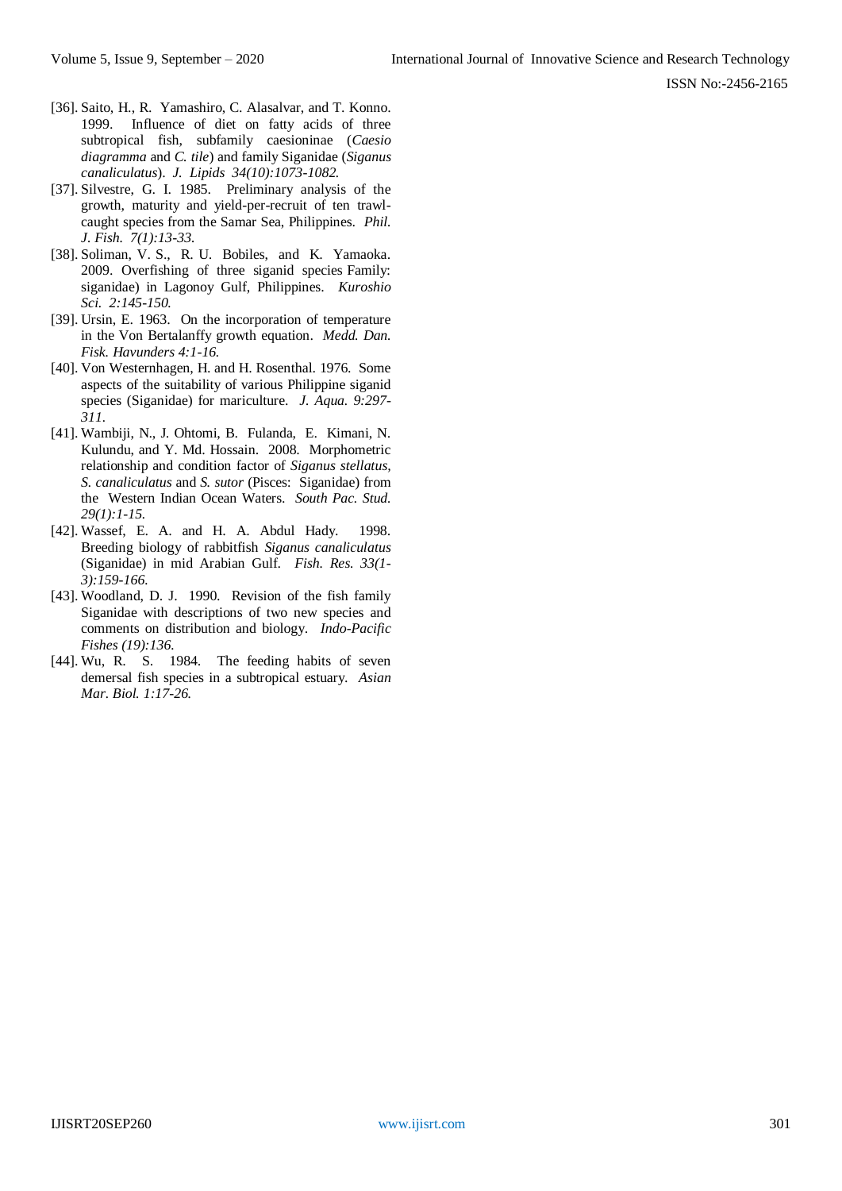[36]. Saito, H., R. Yamashiro, C. Alasalvar, and T. Konno. 1999. Influence of diet on fatty acids of three subtropical fish, subfamily caesioninae (*Caesio diagramma* and *C. tile*) and family Siganidae (*Siganus canaliculatus*). *J. Lipids 34(10):1073-1082.*

[37]. Silvestre, G. I. 1985. Preliminary analysis of the growth, maturity and yield-per-recruit of ten trawl-caught species from the Samar Sea, Philippines. *Phil. J. Fish. 7(1):13-33.*

[38]. Soliman, V. S., R. U. Bobiles, and K. Yamaoka. 2009. Overfishing of three siganid species Family: siganidae) in Lagonoy Gulf, Philippines. *Kuroshio Sci. 2:145-150.*

[39]. Ursin, E. 1963. On the incorporation of temperature in the Von Bertalanffy growth equation. *Medd. Dan. Fisk. Havunders 4:1-16.*

[40]. Von Westernhagen, H. and H. Rosenthal. 1976. Some aspects of the suitability of various Philippine siganid species (Siganidae) for mariculture. *J. Aqua. 9:297-311.*

[41]. Wambiji, N., J. Ohtomi, B. Fulanda, E. Kimani, N. Kulundu, and Y. Md. Hossain. 2008. Morphometric relationship and condition factor of *Siganus stellatus, S. canaliculatus* and *S. sutor* (Pisces: Siganidae) from the Western Indian Ocean Waters. *South Pac. Stud. 29(1):1-15.*

[42]. Wassef, E. A. and H. A. Abdul Hady. 1998. Breeding biology of rabbitfish *Siganus canaliculatus* (Siganidae) in mid Arabian Gulf. *Fish. Res. 33(1-3):159-166.*

[43]. Woodland, D. J. 1990. Revision of the fish family Siganidae with descriptions of two new species and comments on distribution and biology. *Indo-Pacific Fishes (19):136.*

[44]. Wu, R. S. 1984. The feeding habits of seven demersal fish species in a subtropical estuary. *Asian Mar. Biol. 1:17-26.*